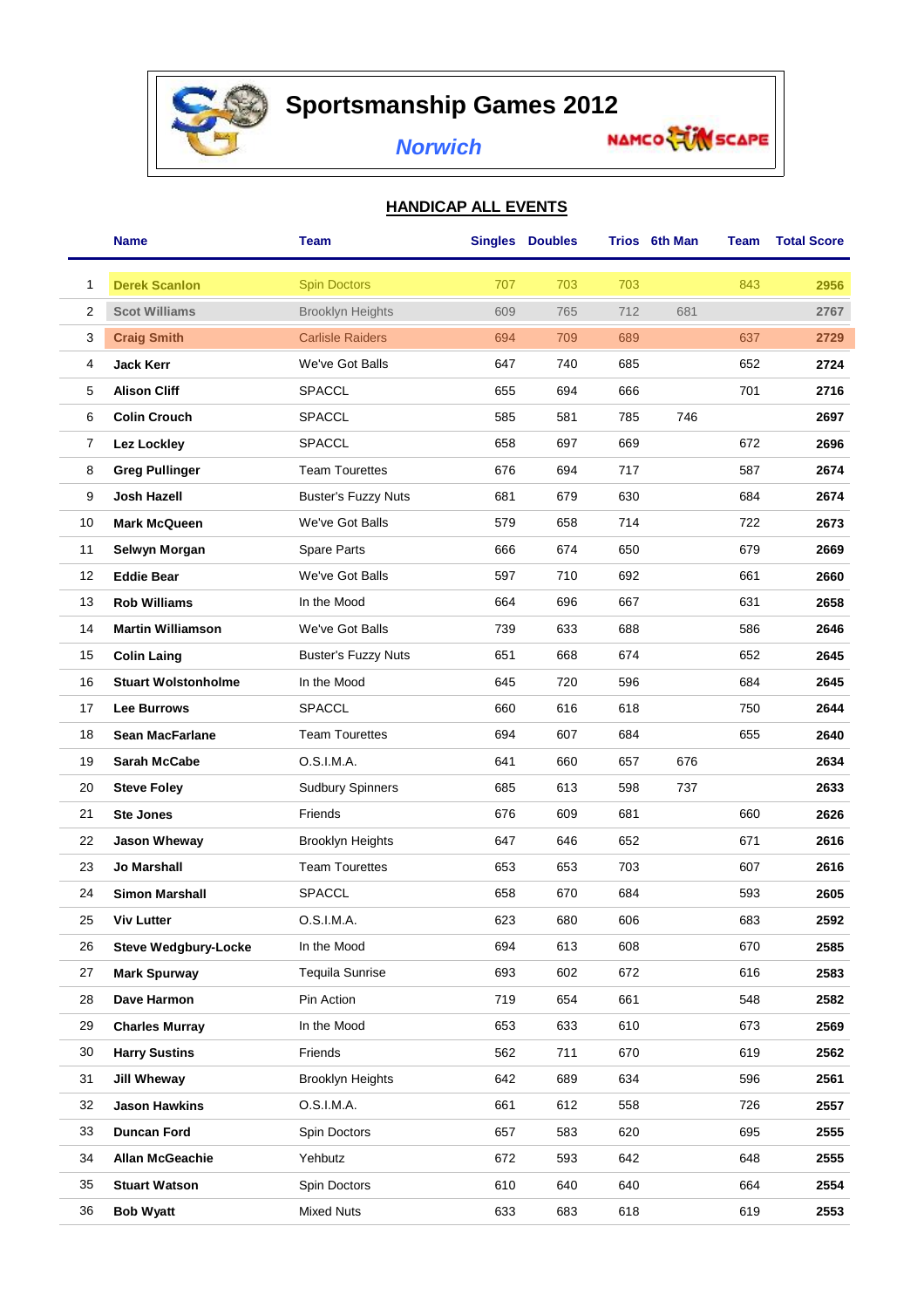# Sportsmanship Games 2012

## *Norwich*

NAMCO FUNSCAPE

### HANDICAP ALL EVENTS

| | Name | Team | Singles | Doubles | Trios | 6th Man | Team | Total Score |
|---|---|---|---|---|---|---|---|---|
| 1 | **Derek Scanlon** | Spin Doctors | 707 | 703 | 703 | | 843 | **2956** |
| 2 | **Scot Williams** | Brooklyn Heights | 609 | 765 | 712 | 681 | | **2767** |
| 3 | **Craig Smith** | Carlisle Raiders | 694 | 709 | 689 | | 637 | **2729** |
| 4 | **Jack Kerr** | We've Got Balls | 647 | 740 | 685 | | 652 | **2724** |
| 5 | **Alison Cliff** | SPACCL | 655 | 694 | 666 | | 701 | **2716** |
| 6 | **Colin Crouch** | SPACCL | 585 | 581 | 785 | 746 | | **2697** |
| 7 | **Lez Lockley** | SPACCL | 658 | 697 | 669 | | 672 | **2696** |
| 8 | **Greg Pullinger** | Team Tourettes | 676 | 694 | 717 | | 587 | **2674** |
| 9 | **Josh Hazell** | Buster's Fuzzy Nuts | 681 | 679 | 630 | | 684 | **2674** |
| 10 | **Mark McQueen** | We've Got Balls | 579 | 658 | 714 | | 722 | **2673** |
| 11 | **Selwyn Morgan** | Spare Parts | 666 | 674 | 650 | | 679 | **2669** |
| 12 | **Eddie Bear** | We've Got Balls | 597 | 710 | 692 | | 661 | **2660** |
| 13 | **Rob Williams** | In the Mood | 664 | 696 | 667 | | 631 | **2658** |
| 14 | **Martin Williamson** | We've Got Balls | 739 | 633 | 688 | | 586 | **2646** |
| 15 | **Colin Laing** | Buster's Fuzzy Nuts | 651 | 668 | 674 | | 652 | **2645** |
| 16 | **Stuart Wolstonholme** | In the Mood | 645 | 720 | 596 | | 684 | **2645** |
| 17 | **Lee Burrows** | SPACCL | 660 | 616 | 618 | | 750 | **2644** |
| 18 | **Sean MacFarlane** | Team Tourettes | 694 | 607 | 684 | | 655 | **2640** |
| 19 | **Sarah McCabe** | O.S.I.M.A. | 641 | 660 | 657 | 676 | | **2634** |
| 20 | **Steve Foley** | Sudbury Spinners | 685 | 613 | 598 | 737 | | **2633** |
| 21 | **Ste Jones** | Friends | 676 | 609 | 681 | | 660 | **2626** |
| 22 | **Jason Wheway** | Brooklyn Heights | 647 | 646 | 652 | | 671 | **2616** |
| 23 | **Jo Marshall** | Team Tourettes | 653 | 653 | 703 | | 607 | **2616** |
| 24 | **Simon Marshall** | SPACCL | 658 | 670 | 684 | | 593 | **2605** |
| 25 | **Viv Lutter** | O.S.I.M.A. | 623 | 680 | 606 | | 683 | **2592** |
| 26 | **Steve Wedgbury-Locke** | In the Mood | 694 | 613 | 608 | | 670 | **2585** |
| 27 | **Mark Spurway** | Tequila Sunrise | 693 | 602 | 672 | | 616 | **2583** |
| 28 | **Dave Harmon** | Pin Action | 719 | 654 | 661 | | 548 | **2582** |
| 29 | **Charles Murray** | In the Mood | 653 | 633 | 610 | | 673 | **2569** |
| 30 | **Harry Sustins** | Friends | 562 | 711 | 670 | | 619 | **2562** |
| 31 | **Jill Wheway** | Brooklyn Heights | 642 | 689 | 634 | | 596 | **2561** |
| 32 | **Jason Hawkins** | O.S.I.M.A. | 661 | 612 | 558 | | 726 | **2557** |
| 33 | **Duncan Ford** | Spin Doctors | 657 | 583 | 620 | | 695 | **2555** |
| 34 | **Allan McGeachie** | Yehbutz | 672 | 593 | 642 | | 648 | **2555** |
| 35 | **Stuart Watson** | Spin Doctors | 610 | 640 | 640 | | 664 | **2554** |
| 36 | **Bob Wyatt** | Mixed Nuts | 633 | 683 | 618 | | 619 | **2553** |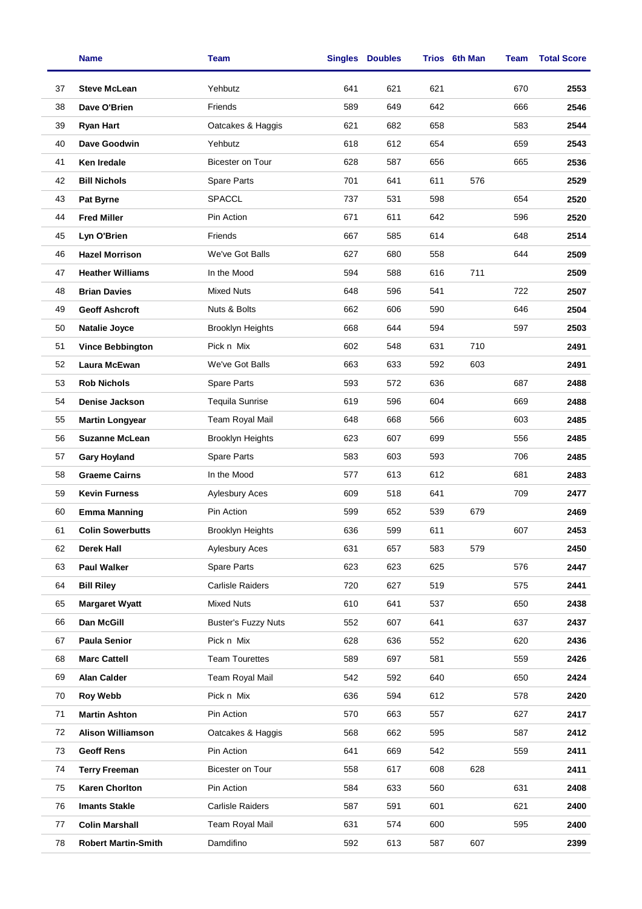| | Name | Team | Singles | Doubles | Trios | 6th Man | Team | Total Score |
|---|---|---|---|---|---|---|---|---|
| 37 | **Steve McLean** | Yehbutz | 641 | 621 | 621 | | 670 | **2553** |
| 38 | **Dave O'Brien** | Friends | 589 | 649 | 642 | | 666 | **2546** |
| 39 | **Ryan Hart** | Oatcakes & Haggis | 621 | 682 | 658 | | 583 | **2544** |
| 40 | **Dave Goodwin** | Yehbutz | 618 | 612 | 654 | | 659 | **2543** |
| 41 | **Ken Iredale** | Bicester on Tour | 628 | 587 | 656 | | 665 | **2536** |
| 42 | **Bill Nichols** | Spare Parts | 701 | 641 | 611 | 576 | | **2529** |
| 43 | **Pat Byrne** | SPACCL | 737 | 531 | 598 | | 654 | **2520** |
| 44 | **Fred Miller** | Pin Action | 671 | 611 | 642 | | 596 | **2520** |
| 45 | **Lyn O'Brien** | Friends | 667 | 585 | 614 | | 648 | **2514** |
| 46 | **Hazel Morrison** | We've Got Balls | 627 | 680 | 558 | | 644 | **2509** |
| 47 | **Heather Williams** | In the Mood | 594 | 588 | 616 | 711 | | **2509** |
| 48 | **Brian Davies** | Mixed Nuts | 648 | 596 | 541 | | 722 | **2507** |
| 49 | **Geoff Ashcroft** | Nuts & Bolts | 662 | 606 | 590 | | 646 | **2504** |
| 50 | **Natalie Joyce** | Brooklyn Heights | 668 | 644 | 594 | | 597 | **2503** |
| 51 | **Vince Bebbington** | Pick n Mix | 602 | 548 | 631 | 710 | | **2491** |
| 52 | **Laura McEwan** | We've Got Balls | 663 | 633 | 592 | 603 | | **2491** |
| 53 | **Rob Nichols** | Spare Parts | 593 | 572 | 636 | | 687 | **2488** |
| 54 | **Denise Jackson** | Tequila Sunrise | 619 | 596 | 604 | | 669 | **2488** |
| 55 | **Martin Longyear** | Team Royal Mail | 648 | 668 | 566 | | 603 | **2485** |
| 56 | **Suzanne McLean** | Brooklyn Heights | 623 | 607 | 699 | | 556 | **2485** |
| 57 | **Gary Hoyland** | Spare Parts | 583 | 603 | 593 | | 706 | **2485** |
| 58 | **Graeme Cairns** | In the Mood | 577 | 613 | 612 | | 681 | **2483** |
| 59 | **Kevin Furness** | Aylesbury Aces | 609 | 518 | 641 | | 709 | **2477** |
| 60 | **Emma Manning** | Pin Action | 599 | 652 | 539 | 679 | | **2469** |
| 61 | **Colin Sowerbutts** | Brooklyn Heights | 636 | 599 | 611 | | 607 | **2453** |
| 62 | **Derek Hall** | Aylesbury Aces | 631 | 657 | 583 | 579 | | **2450** |
| 63 | **Paul Walker** | Spare Parts | 623 | 623 | 625 | | 576 | **2447** |
| 64 | **Bill Riley** | Carlisle Raiders | 720 | 627 | 519 | | 575 | **2441** |
| 65 | **Margaret Wyatt** | Mixed Nuts | 610 | 641 | 537 | | 650 | **2438** |
| 66 | **Dan McGill** | Buster's Fuzzy Nuts | 552 | 607 | 641 | | 637 | **2437** |
| 67 | **Paula Senior** | Pick n Mix | 628 | 636 | 552 | | 620 | **2436** |
| 68 | **Marc Cattell** | Team Tourettes | 589 | 697 | 581 | | 559 | **2426** |
| 69 | **Alan Calder** | Team Royal Mail | 542 | 592 | 640 | | 650 | **2424** |
| 70 | **Roy Webb** | Pick n Mix | 636 | 594 | 612 | | 578 | **2420** |
| 71 | **Martin Ashton** | Pin Action | 570 | 663 | 557 | | 627 | **2417** |
| 72 | **Alison Williamson** | Oatcakes & Haggis | 568 | 662 | 595 | | 587 | **2412** |
| 73 | **Geoff Rens** | Pin Action | 641 | 669 | 542 | | 559 | **2411** |
| 74 | **Terry Freeman** | Bicester on Tour | 558 | 617 | 608 | 628 | | **2411** |
| 75 | **Karen Chorlton** | Pin Action | 584 | 633 | 560 | | 631 | **2408** |
| 76 | **Imants Stakle** | Carlisle Raiders | 587 | 591 | 601 | | 621 | **2400** |
| 77 | **Colin Marshall** | Team Royal Mail | 631 | 574 | 600 | | 595 | **2400** |
| 78 | **Robert Martin-Smith** | Damdifino | 592 | 613 | 587 | 607 | | **2399** |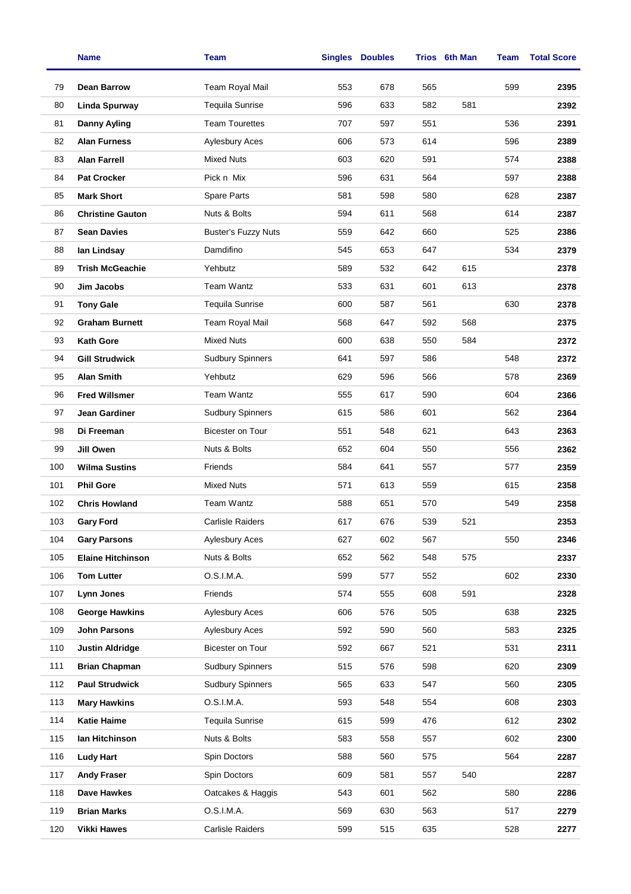|  | Name | Team | Singles | Doubles | Trios | 6th Man | Team | Total Score |
|---|---|---|---|---|---|---|---|---|
| 79 | **Dean Barrow** | Team Royal Mail | 553 | 678 | 565 |  | 599 | **2395** |
| 80 | **Linda Spurway** | Tequila Sunrise | 596 | 633 | 582 | 581 |  | **2392** |
| 81 | **Danny Ayling** | Team Tourettes | 707 | 597 | 551 |  | 536 | **2391** |
| 82 | **Alan Furness** | Aylesbury Aces | 606 | 573 | 614 |  | 596 | **2389** |
| 83 | **Alan Farrell** | Mixed Nuts | 603 | 620 | 591 |  | 574 | **2388** |
| 84 | **Pat Crocker** | Pick n Mix | 596 | 631 | 564 |  | 597 | **2388** |
| 85 | **Mark Short** | Spare Parts | 581 | 598 | 580 |  | 628 | **2387** |
| 86 | **Christine Gauton** | Nuts & Bolts | 594 | 611 | 568 |  | 614 | **2387** |
| 87 | **Sean Davies** | Buster's Fuzzy Nuts | 559 | 642 | 660 |  | 525 | **2386** |
| 88 | **Ian Lindsay** | Damdifino | 545 | 653 | 647 |  | 534 | **2379** |
| 89 | **Trish McGeachie** | Yehbutz | 589 | 532 | 642 | 615 |  | **2378** |
| 90 | **Jim Jacobs** | Team Wantz | 533 | 631 | 601 | 613 |  | **2378** |
| 91 | **Tony Gale** | Tequila Sunrise | 600 | 587 | 561 |  | 630 | **2378** |
| 92 | **Graham Burnett** | Team Royal Mail | 568 | 647 | 592 | 568 |  | **2375** |
| 93 | **Kath Gore** | Mixed Nuts | 600 | 638 | 550 | 584 |  | **2372** |
| 94 | **Gill Strudwick** | Sudbury Spinners | 641 | 597 | 586 |  | 548 | **2372** |
| 95 | **Alan Smith** | Yehbutz | 629 | 596 | 566 |  | 578 | **2369** |
| 96 | **Fred Willsmer** | Team Wantz | 555 | 617 | 590 |  | 604 | **2366** |
| 97 | **Jean Gardiner** | Sudbury Spinners | 615 | 586 | 601 |  | 562 | **2364** |
| 98 | **Di Freeman** | Bicester on Tour | 551 | 548 | 621 |  | 643 | **2363** |
| 99 | **Jill Owen** | Nuts & Bolts | 652 | 604 | 550 |  | 556 | **2362** |
| 100 | **Wilma Sustins** | Friends | 584 | 641 | 557 |  | 577 | **2359** |
| 101 | **Phil Gore** | Mixed Nuts | 571 | 613 | 559 |  | 615 | **2358** |
| 102 | **Chris Howland** | Team Wantz | 588 | 651 | 570 |  | 549 | **2358** |
| 103 | **Gary Ford** | Carlisle Raiders | 617 | 676 | 539 | 521 |  | **2353** |
| 104 | **Gary Parsons** | Aylesbury Aces | 627 | 602 | 567 |  | 550 | **2346** |
| 105 | **Elaine Hitchinson** | Nuts & Bolts | 652 | 562 | 548 | 575 |  | **2337** |
| 106 | **Tom Lutter** | O.S.I.M.A. | 599 | 577 | 552 |  | 602 | **2330** |
| 107 | **Lynn Jones** | Friends | 574 | 555 | 608 | 591 |  | **2328** |
| 108 | **George Hawkins** | Aylesbury Aces | 606 | 576 | 505 |  | 638 | **2325** |
| 109 | **John Parsons** | Aylesbury Aces | 592 | 590 | 560 |  | 583 | **2325** |
| 110 | **Justin Aldridge** | Bicester on Tour | 592 | 667 | 521 |  | 531 | **2311** |
| 111 | **Brian Chapman** | Sudbury Spinners | 515 | 576 | 598 |  | 620 | **2309** |
| 112 | **Paul Strudwick** | Sudbury Spinners | 565 | 633 | 547 |  | 560 | **2305** |
| 113 | **Mary Hawkins** | O.S.I.M.A. | 593 | 548 | 554 |  | 608 | **2303** |
| 114 | **Katie Haime** | Tequila Sunrise | 615 | 599 | 476 |  | 612 | **2302** |
| 115 | **Ian Hitchinson** | Nuts & Bolts | 583 | 558 | 557 |  | 602 | **2300** |
| 116 | **Ludy Hart** | Spin Doctors | 588 | 560 | 575 |  | 564 | **2287** |
| 117 | **Andy Fraser** | Spin Doctors | 609 | 581 | 557 | 540 |  | **2287** |
| 118 | **Dave Hawkes** | Oatcakes & Haggis | 543 | 601 | 562 |  | 580 | **2286** |
| 119 | **Brian Marks** | O.S.I.M.A. | 569 | 630 | 563 |  | 517 | **2279** |
| 120 | **Vikki Hawes** | Carlisle Raiders | 599 | 515 | 635 |  | 528 | **2277** |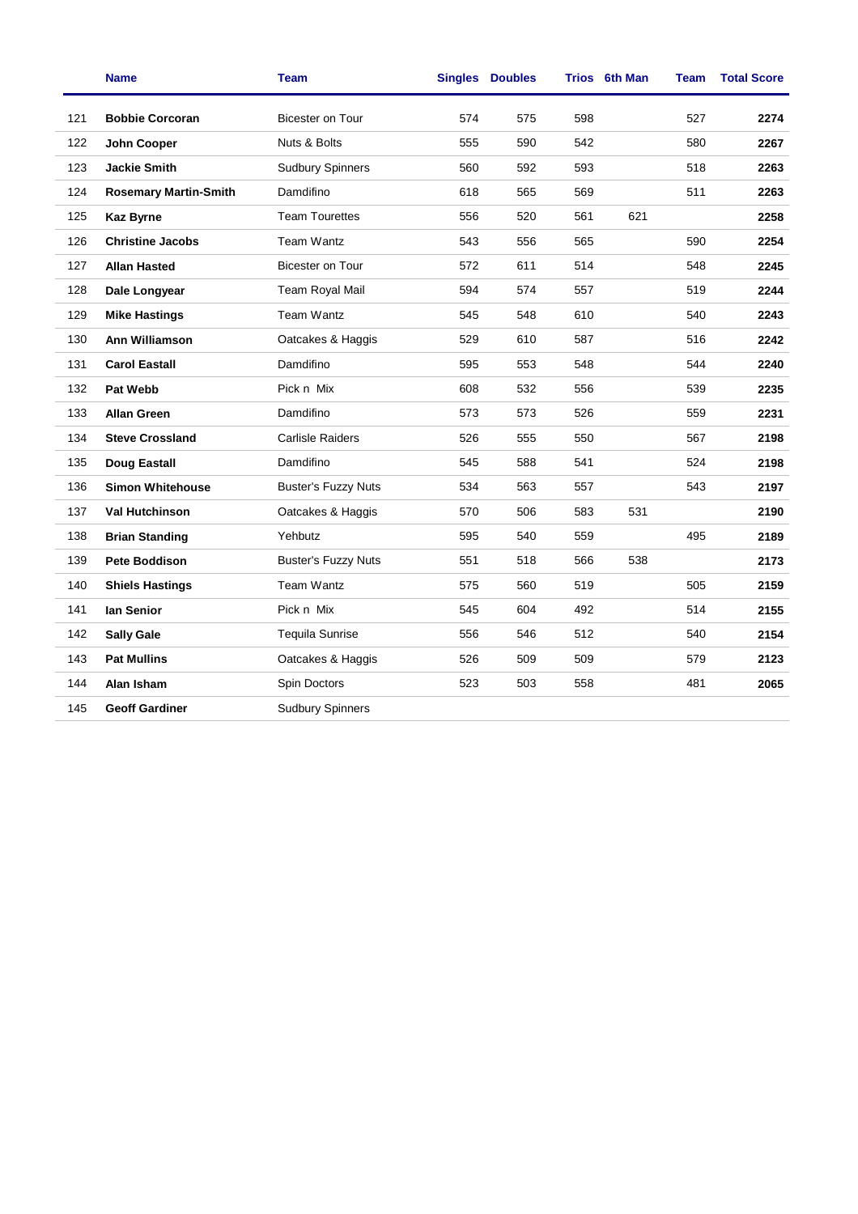| | Name | Team | Singles | Doubles | Trios | 6th Man | Team | Total Score |
|---|---|---|---|---|---|---|---|---|
| 121 | **Bobbie Corcoran** | Bicester on Tour | 574 | 575 | 598 | | 527 | **2274** |
| 122 | **John Cooper** | Nuts & Bolts | 555 | 590 | 542 | | 580 | **2267** |
| 123 | **Jackie Smith** | Sudbury Spinners | 560 | 592 | 593 | | 518 | **2263** |
| 124 | **Rosemary Martin-Smith** | Damdifino | 618 | 565 | 569 | | 511 | **2263** |
| 125 | **Kaz Byrne** | Team Tourettes | 556 | 520 | 561 | 621 | | **2258** |
| 126 | **Christine Jacobs** | Team Wantz | 543 | 556 | 565 | | 590 | **2254** |
| 127 | **Allan Hasted** | Bicester on Tour | 572 | 611 | 514 | | 548 | **2245** |
| 128 | **Dale Longyear** | Team Royal Mail | 594 | 574 | 557 | | 519 | **2244** |
| 129 | **Mike Hastings** | Team Wantz | 545 | 548 | 610 | | 540 | **2243** |
| 130 | **Ann Williamson** | Oatcakes & Haggis | 529 | 610 | 587 | | 516 | **2242** |
| 131 | **Carol Eastall** | Damdifino | 595 | 553 | 548 | | 544 | **2240** |
| 132 | **Pat Webb** | Pick n Mix | 608 | 532 | 556 | | 539 | **2235** |
| 133 | **Allan Green** | Damdifino | 573 | 573 | 526 | | 559 | **2231** |
| 134 | **Steve Crossland** | Carlisle Raiders | 526 | 555 | 550 | | 567 | **2198** |
| 135 | **Doug Eastall** | Damdifino | 545 | 588 | 541 | | 524 | **2198** |
| 136 | **Simon Whitehouse** | Buster's Fuzzy Nuts | 534 | 563 | 557 | | 543 | **2197** |
| 137 | **Val Hutchinson** | Oatcakes & Haggis | 570 | 506 | 583 | 531 | | **2190** |
| 138 | **Brian Standing** | Yehbutz | 595 | 540 | 559 | | 495 | **2189** |
| 139 | **Pete Boddison** | Buster's Fuzzy Nuts | 551 | 518 | 566 | 538 | | **2173** |
| 140 | **Shiels Hastings** | Team Wantz | 575 | 560 | 519 | | 505 | **2159** |
| 141 | **Ian Senior** | Pick n Mix | 545 | 604 | 492 | | 514 | **2155** |
| 142 | **Sally Gale** | Tequila Sunrise | 556 | 546 | 512 | | 540 | **2154** |
| 143 | **Pat Mullins** | Oatcakes & Haggis | 526 | 509 | 509 | | 579 | **2123** |
| 144 | **Alan Isham** | Spin Doctors | 523 | 503 | 558 | | 481 | **2065** |
| 145 | **Geoff Gardiner** | Sudbury Spinners | | | | | | |